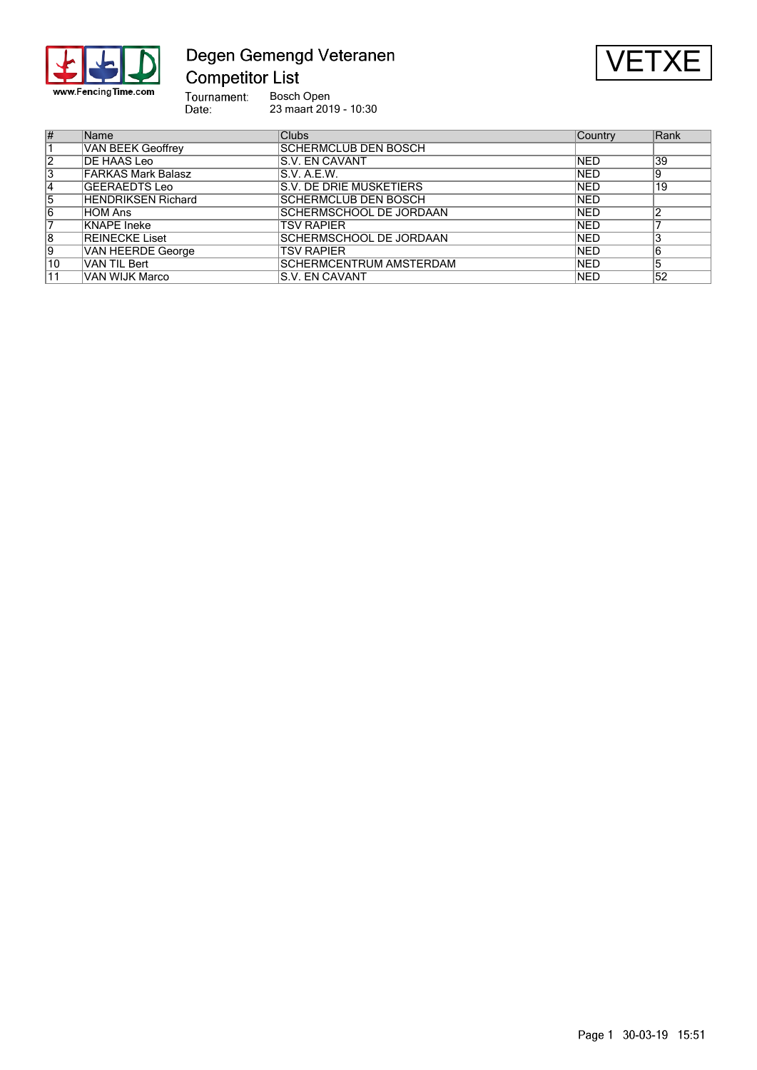# Degen Gemengd Veteranen
## Competitor List

VETXE

Tournament: Bosch Open
Date: 23 maart 2019 - 10:30

| # | Name | Clubs | Country | Rank |
|---|---|---|---|---|
| 1 | VAN BEEK Geoffrey | SCHERMCLUB DEN BOSCH | | |
| 2 | DE HAAS Leo | S.V. EN CAVANT | NED | 39 |
| 3 | FARKAS Mark Balasz | S.V. A.E.W. | NED | 9 |
| 4 | GEERAEDTS Leo | S.V. DE DRIE MUSKETIERS | NED | 19 |
| 5 | HENDRIKSEN Richard | SCHERMCLUB DEN BOSCH | NED | |
| 6 | HOM Ans | SCHERMSCHOOL DE JORDAAN | NED | 2 |
| 7 | KNAPE Ineke | TSV RAPIER | NED | 7 |
| 8 | REINECKE Liset | SCHERMSCHOOL DE JORDAAN | NED | 3 |
| 9 | VAN HEERDE George | TSV RAPIER | NED | 6 |
| 10 | VAN TIL Bert | SCHERMCENTRUM AMSTERDAM | NED | 5 |
| 11 | VAN WIJK Marco | S.V. EN CAVANT | NED | 52 |

Page 1 30-03-19 15:51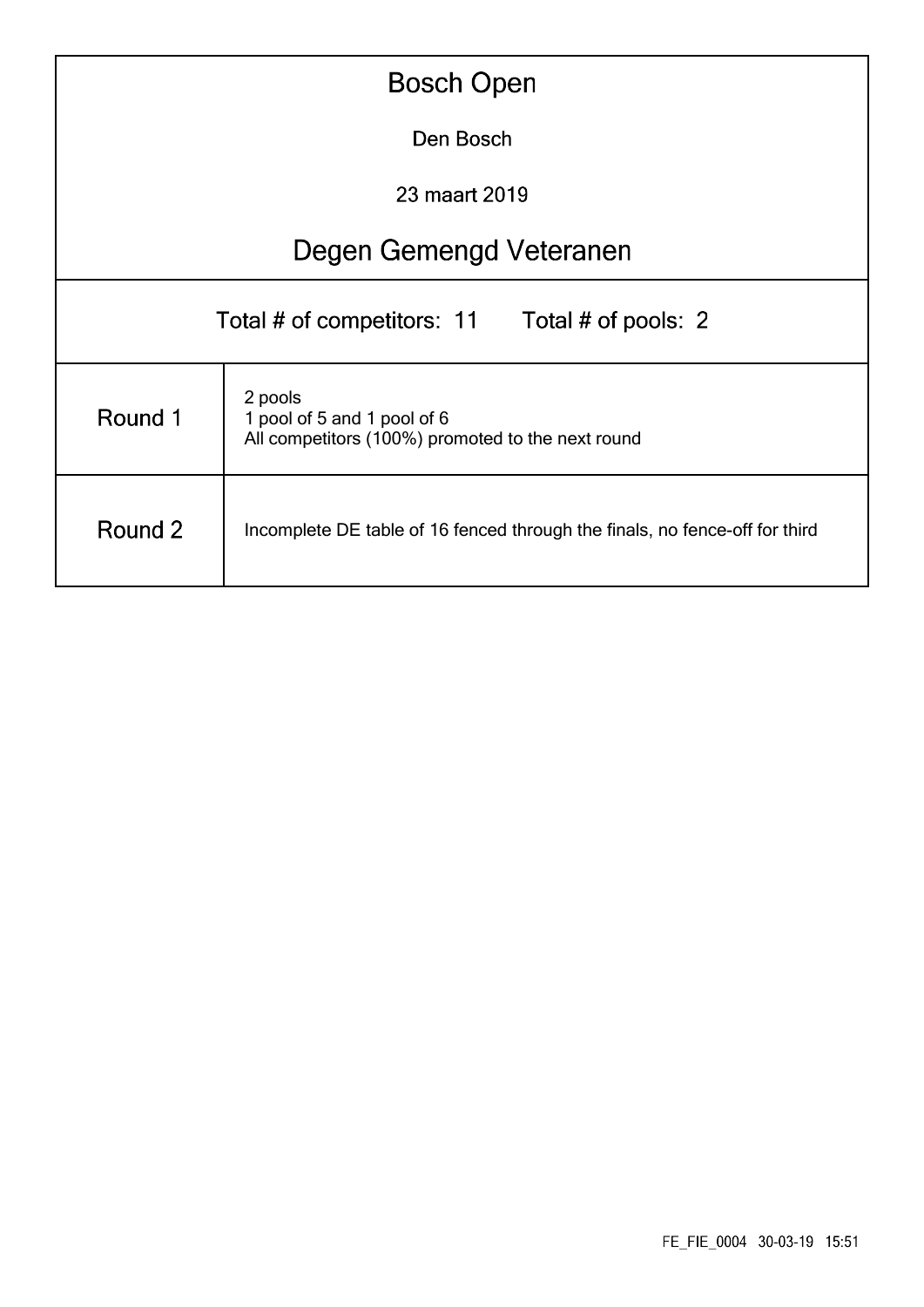# Bosch Open

Den Bosch

23 maart 2019

## Degen Gemengd Veteranen

Total # of competitors: 11  Total # of pools: 2

| Round | Description |
|---|---|
| Round 1 | 2 pools<br>1 pool of 5 and 1 pool of 6<br>All competitors (100%) promoted to the next round |
| Round 2 | Incomplete DE table of 16 fenced through the finals, no fence-off for third |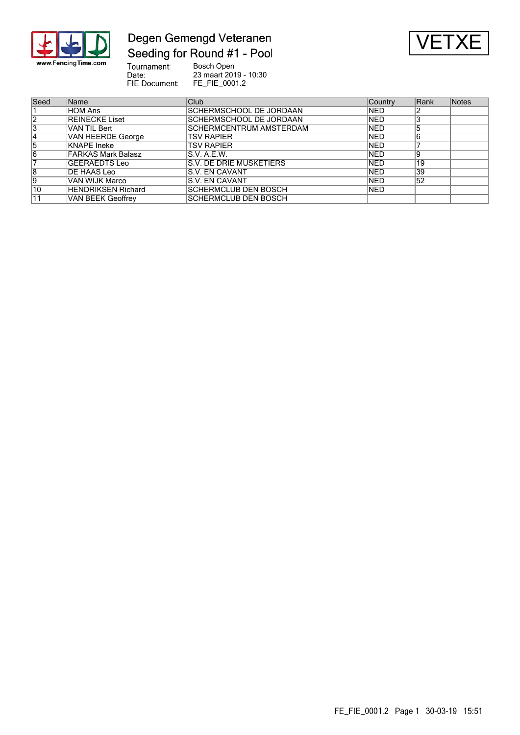# Degen Gemengd Veteranen

## Seeding for Round #1 - Pool

**VETXE**

Tournament: Bosch Open
Date: 23 maart 2019 - 10:30
FIE Document: FE_FIE_0001.2

| Seed | Name | Club | Country | Rank | Notes |
|---|---|---|---|---|---|
| 1 | HOM Ans | SCHERMSCHOOL DE JORDAAN | NED | 2 | |
| 2 | REINECKE Liset | SCHERMSCHOOL DE JORDAAN | NED | 3 | |
| 3 | VAN TIL Bert | SCHERMCENTRUM AMSTERDAM | NED | 5 | |
| 4 | VAN HEERDE George | TSV RAPIER | NED | 6 | |
| 5 | KNAPE Ineke | TSV RAPIER | NED | 7 | |
| 6 | FARKAS Mark Balasz | S.V. A.E.W. | NED | 9 | |
| 7 | GEERAEDTS Leo | S.V. DE DRIE MUSKETIERS | NED | 19 | |
| 8 | DE HAAS Leo | S.V. EN CAVANT | NED | 39 | |
| 9 | VAN WIJK Marco | S.V. EN CAVANT | NED | 52 | |
| 10 | HENDRIKSEN Richard | SCHERMCLUB DEN BOSCH | NED | | |
| 11 | VAN BEEK Geoffrey | SCHERMCLUB DEN BOSCH | | | |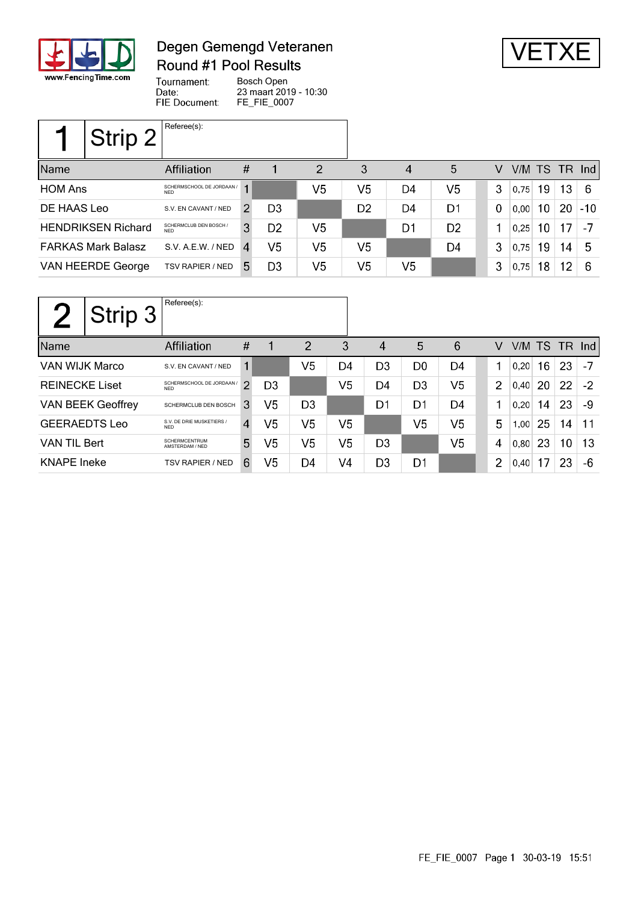# Degen Gemengd Veteranen
## Round #1 Pool Results

**VETXE**

Tournament: Bosch Open
Date: 23 maart 2019 - 10:30
FIE Document: FE_FIE_0007

### 1 Strip 2

Referee(s):

| Name | Affiliation | # | 1 | 2 | 3 | 4 | 5 | V | V/M | TS | TR | Ind |
|---|---|---|---|---|---|---|---|---|---|---|---|---|
| HOM Ans | SCHERMSCHOOL DE JORDAAN / NED | 1 | | V5 | V5 | D4 | V5 | 3 | 0,75 | 19 | 13 | 6 |
| DE HAAS Leo | S.V. EN CAVANT / NED | 2 | D3 | | D2 | D4 | D1 | 0 | 0,00 | 10 | 20 | -10 |
| HENDRIKSEN Richard | SCHERMCLUB DEN BOSCH / NED | 3 | D2 | V5 | | D1 | D2 | 1 | 0,25 | 10 | 17 | -7 |
| FARKAS Mark Balasz | S.V. A.E.W. / NED | 4 | V5 | V5 | V5 | | D4 | 3 | 0,75 | 19 | 14 | 5 |
| VAN HEERDE George | TSV RAPIER / NED | 5 | D3 | V5 | V5 | V5 | | 3 | 0,75 | 18 | 12 | 6 |

### 2 Strip 3

Referee(s):

| Name | Affiliation | # | 1 | 2 | 3 | 4 | 5 | 6 | V | V/M | TS | TR | Ind |
|---|---|---|---|---|---|---|---|---|---|---|---|---|---|
| VAN WIJK Marco | S.V. EN CAVANT / NED | 1 | | V5 | D4 | D3 | D0 | D4 | 1 | 0,20 | 16 | 23 | -7 |
| REINECKE Liset | SCHERMSCHOOL DE JORDAAN / NED | 2 | D3 | | V5 | D4 | D3 | V5 | 2 | 0,40 | 20 | 22 | -2 |
| VAN BEEK Geoffrey | SCHERMCLUB DEN BOSCH | 3 | V5 | D3 | | D1 | D1 | D4 | 1 | 0,20 | 14 | 23 | -9 |
| GEERAEDTS Leo | S.V. DE DRIE MUSKETIERS / NED | 4 | V5 | V5 | V5 | | V5 | V5 | 5 | 1,00 | 25 | 14 | 11 |
| VAN TIL Bert | SCHERMCENTRUM AMSTERDAM / NED | 5 | V5 | V5 | V5 | D3 | | V5 | 4 | 0,80 | 23 | 10 | 13 |
| KNAPE Ineke | TSV RAPIER / NED | 6 | V5 | D4 | V4 | D3 | D1 | | 2 | 0,40 | 17 | 23 | -6 |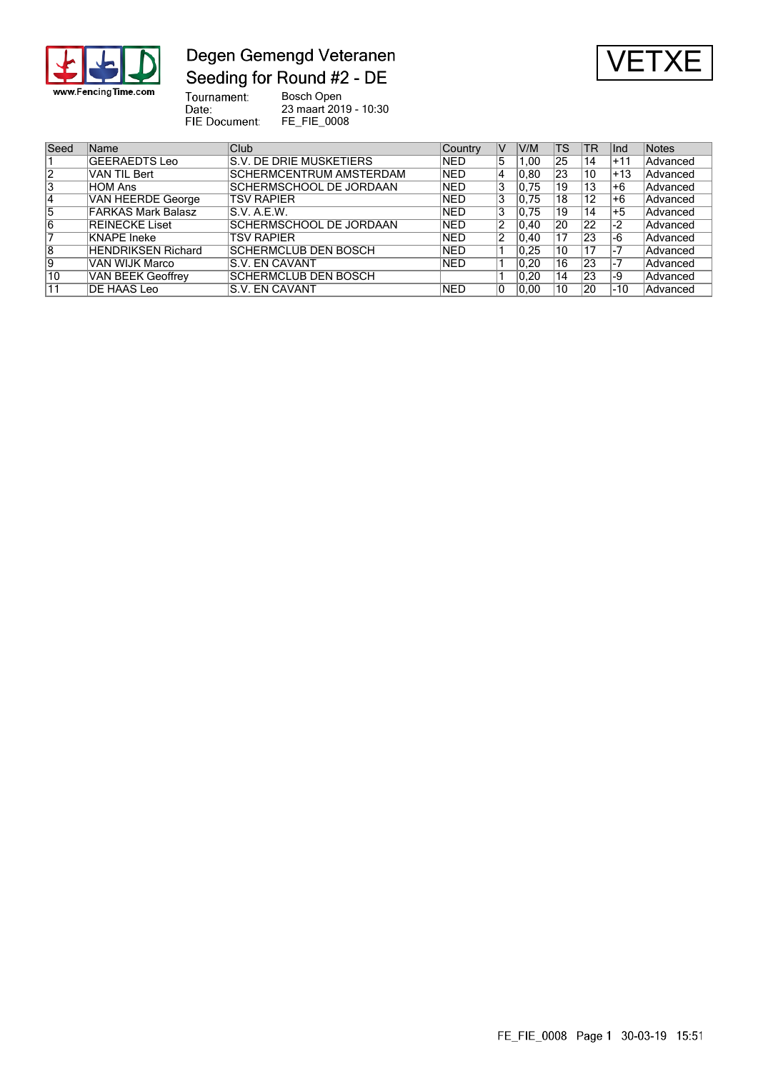# Degen Gemengd Veteranen

## Seeding for Round #2 - DE

**VETXE**

Tournament: Bosch Open
Date: 23 maart 2019 - 10:30
FIE Document: FE_FIE_0008

| Seed | Name | Club | Country | V | V/M | TS | TR | Ind | Notes |
|---|---|---|---|---|---|---|---|---|---|
| 1 | GEERAEDTS Leo | S.V. DE DRIE MUSKETIERS | NED | 5 | 1,00 | 25 | 14 | +11 | Advanced |
| 2 | VAN TIL Bert | SCHERMCENTRUM AMSTERDAM | NED | 4 | 0,80 | 23 | 10 | +13 | Advanced |
| 3 | HOM Ans | SCHERMSCHOOL DE JORDAAN | NED | 3 | 0,75 | 19 | 13 | +6 | Advanced |
| 4 | VAN HEERDE George | TSV RAPIER | NED | 3 | 0,75 | 18 | 12 | +6 | Advanced |
| 5 | FARKAS Mark Balasz | S.V. A.E.W. | NED | 3 | 0,75 | 19 | 14 | +5 | Advanced |
| 6 | REINECKE Liset | SCHERMSCHOOL DE JORDAAN | NED | 2 | 0,40 | 20 | 22 | -2 | Advanced |
| 7 | KNAPE Ineke | TSV RAPIER | NED | 2 | 0,40 | 17 | 23 | -6 | Advanced |
| 8 | HENDRIKSEN Richard | SCHERMCLUB DEN BOSCH | NED | 1 | 0,25 | 10 | 17 | -7 | Advanced |
| 9 | VAN WIJK Marco | S.V. EN CAVANT | NED | 1 | 0,20 | 16 | 23 | -7 | Advanced |
| 10 | VAN BEEK Geoffrey | SCHERMCLUB DEN BOSCH | | 1 | 0,20 | 14 | 23 | -9 | Advanced |
| 11 | DE HAAS Leo | S.V. EN CAVANT | NED | 0 | 0,00 | 10 | 20 | -10 | Advanced |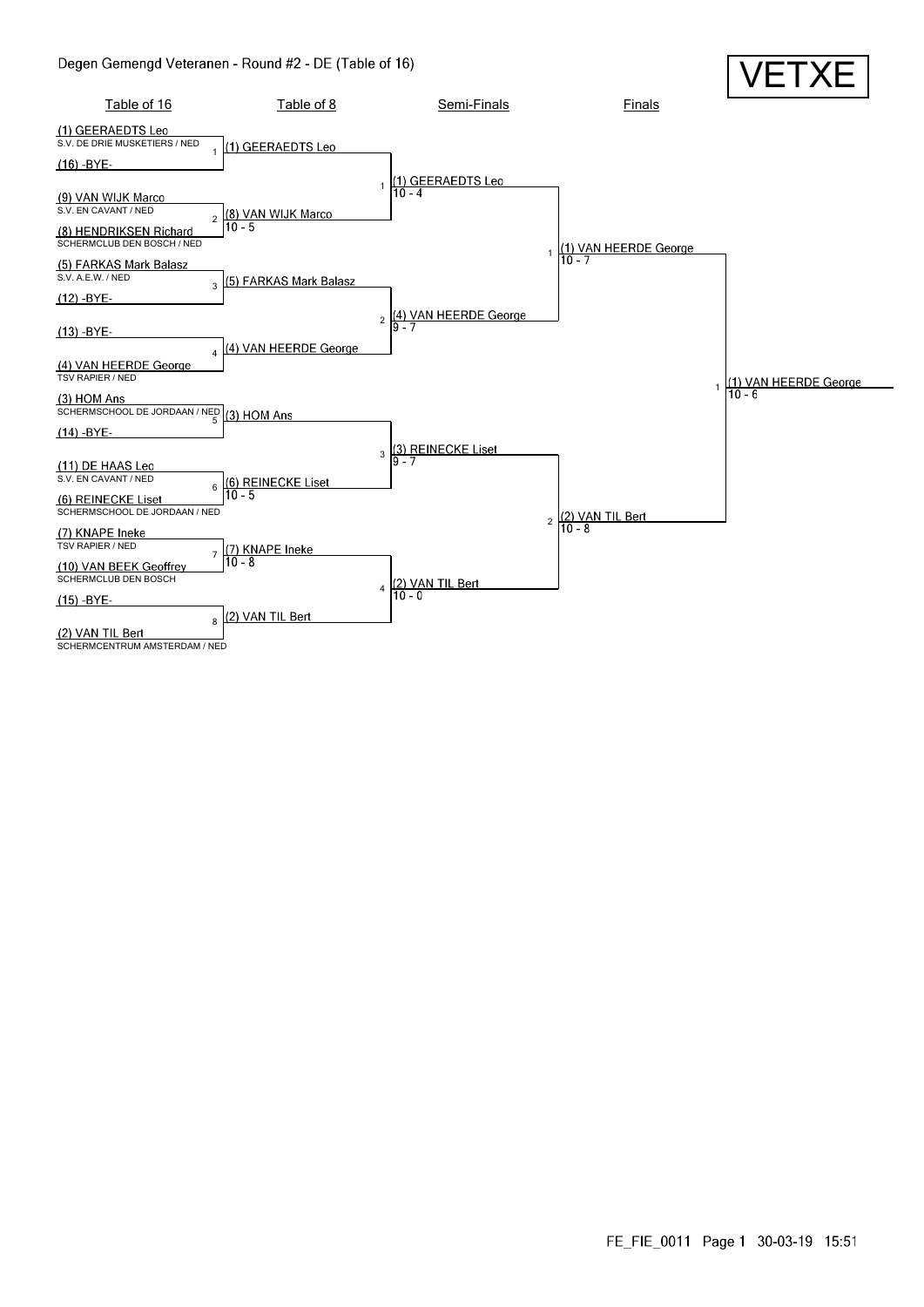# Degen Gemengd Veteranen - Round #2 - DE (Table of 16)

**VETXE**

## Table of 16

| Bout | Fencer A | Club A | Fencer B | Club B | Winner | Score |
|---|---|---|---|---|---|---|
| 1 | (1) GEERAEDTS Leo | S.V. DE DRIE MUSKETIERS / NED | (16) -BYE- | | (1) GEERAEDTS Leo | |
| 2 | (9) VAN WIJK Marco | S.V. EN CAVANT / NED | (8) HENDRIKSEN Richard | SCHERMCLUB DEN BOSCH / NED | (8) VAN WIJK Marco | 10 - 5 |
| 3 | (5) FARKAS Mark Balasz | S.V. A.E.W. / NED | (12) -BYE- | | (5) FARKAS Mark Balasz | |
| 4 | (13) -BYE- | | (4) VAN HEERDE George | TSV RAPIER / NED | (4) VAN HEERDE George | |
| 5 | (3) HOM Ans | SCHERMSCHOOL DE JORDAAN / NED | (14) -BYE- | | (3) HOM Ans | |
| 6 | (11) DE HAAS Leo | S.V. EN CAVANT / NED | (6) REINECKE Liset | SCHERMSCHOOL DE JORDAAN / NED | (6) REINECKE Liset | 10 - 5 |
| 7 | (7) KNAPE Ineke | TSV RAPIER / NED | (10) VAN BEEK Geoffrey | SCHERMCLUB DEN BOSCH | (7) KNAPE Ineke | 10 - 8 |
| 8 | (15) -BYE- | | (2) VAN TIL Bert | SCHERMCENTRUM AMSTERDAM / NED | (2) VAN TIL Bert | |

## Table of 8

| Bout | Winner | Score |
|---|---|---|
| 1 | (1) GEERAEDTS Leo | 10 - 4 |
| 2 | (4) VAN HEERDE George | 9 - 7 |
| 3 | (3) REINECKE Liset | 9 - 7 |
| 4 | (2) VAN TIL Bert | 10 - 0 |

## Semi-Finals

| Bout | Winner | Score |
|---|---|---|
| 1 | (1) VAN HEERDE George | 10 - 7 |
| 2 | (2) VAN TIL Bert | 10 - 8 |

## Finals

| Bout | Winner | Score |
|---|---|---|
| 1 | (1) VAN HEERDE George | 10 - 6 |

FE_FIE_0011 Page 1 30-03-19 15:51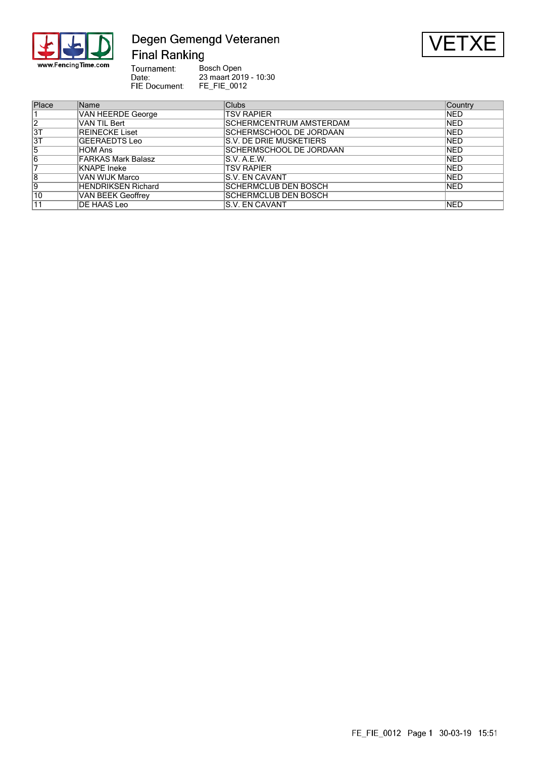# Degen Gemengd Veteranen

## Final Ranking

VETXE

Tournament: Bosch Open
Date: 23 maart 2019 - 10:30
FIE Document: FE_FIE_0012

| Place | Name | Clubs | Country |
|---|---|---|---|
| 1 | VAN HEERDE George | TSV RAPIER | NED |
| 2 | VAN TIL Bert | SCHERMCENTRUM AMSTERDAM | NED |
| 3T | REINECKE Liset | SCHERMSCHOOL DE JORDAAN | NED |
| 3T | GEERAEDTS Leo | S.V. DE DRIE MUSKETIERS | NED |
| 5 | HOM Ans | SCHERMSCHOOL DE JORDAAN | NED |
| 6 | FARKAS Mark Balasz | S.V. A.E.W. | NED |
| 7 | KNAPE Ineke | TSV RAPIER | NED |
| 8 | VAN WIJK Marco | S.V. EN CAVANT | NED |
| 9 | HENDRIKSEN Richard | SCHERMCLUB DEN BOSCH | NED |
| 10 | VAN BEEK Geoffrey | SCHERMCLUB DEN BOSCH | |
| 11 | DE HAAS Leo | S.V. EN CAVANT | NED |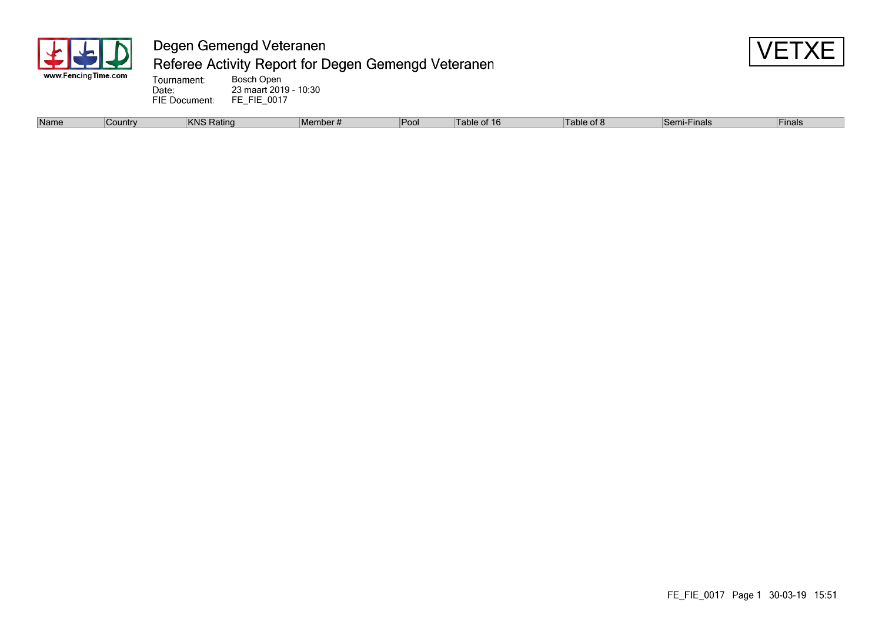# Degen Gemengd Veteranen

## Referee Activity Report for Degen Gemengd Veteranen

VETXE

Tournament: Bosch Open
Date: 23 maart 2019 - 10:30
FIE Document: FE_FIE_0017

| Name | Country | KNS Rating | Member # | Pool | Table of 16 | Table of 8 | Semi-Finals | Finals |
|---|---|---|---|---|---|---|---|---|